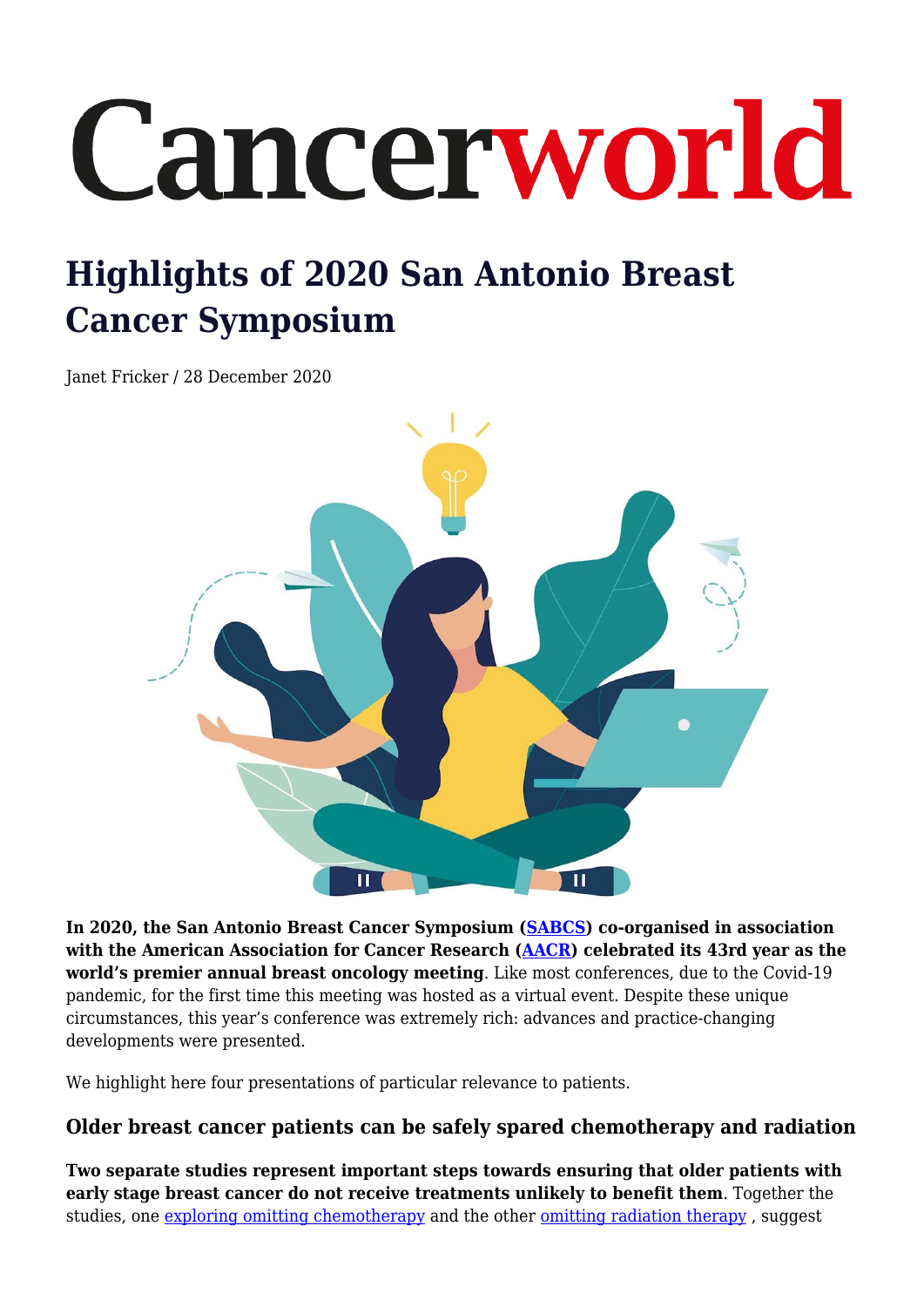# Cancerworld

# Highlights of 2020 San Antonio Breast Cancer Symposium

Janet Fricker / 28 December 2020

**In 2020, the San Antonio Breast Cancer Symposium (SABCS) co-organised in association with the American Association for Cancer Research (AACR) celebrated its 43rd year as the world's premier annual breast oncology meeting**. Like most conferences, due to the Covid-19 pandemic, for the first time this meeting was hosted as a virtual event. Despite these unique circumstances, this year's conference was extremely rich: advances and practice-changing developments were presented.

We highlight here four presentations of particular relevance to patients.

### Older breast cancer patients can be safely spared chemotherapy and radiation

**Two separate studies represent important steps towards ensuring that older patients with early stage breast cancer do not receive treatments unlikely to benefit them**. Together the studies, one exploring omitting chemotherapy and the other omitting radiation therapy , suggest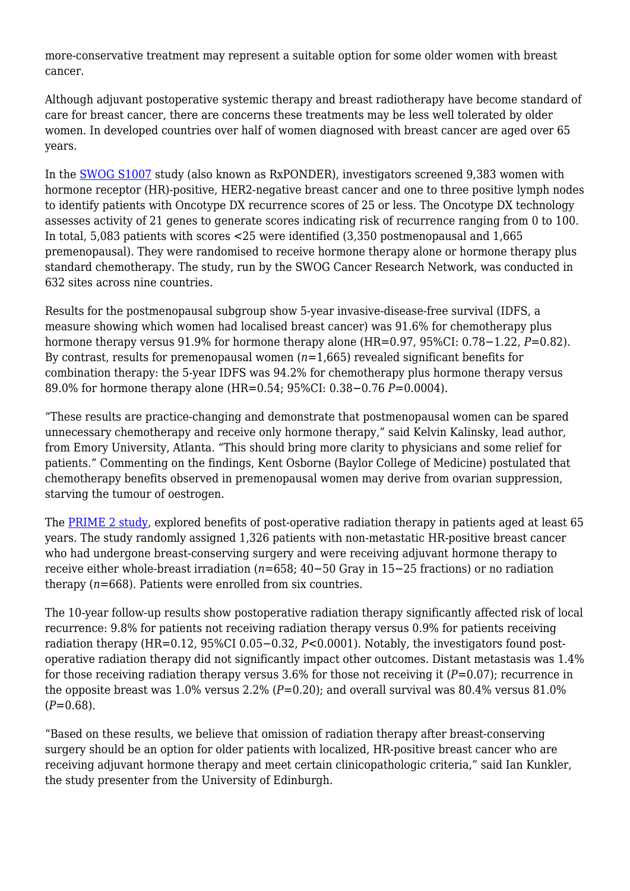more-conservative treatment may represent a suitable option for some older women with breast cancer.

Although adjuvant postoperative systemic therapy and breast radiotherapy have become standard of care for breast cancer, there are concerns these treatments may be less well tolerated by older women. In developed countries over half of women diagnosed with breast cancer are aged over 65 years.

In the [SWOG S1007](#) study (also known as RxPONDER), investigators screened 9,383 women with hormone receptor (HR)-positive, HER2-negative breast cancer and one to three positive lymph nodes to identify patients with Oncotype DX recurrence scores of 25 or less. The Oncotype DX technology assesses activity of 21 genes to generate scores indicating risk of recurrence ranging from 0 to 100. In total, 5,083 patients with scores <25 were identified (3,350 postmenopausal and 1,665 premenopausal). They were randomised to receive hormone therapy alone or hormone therapy plus standard chemotherapy. The study, run by the SWOG Cancer Research Network, was conducted in 632 sites across nine countries.

Results for the postmenopausal subgroup show 5-year invasive-disease-free survival (IDFS, a measure showing which women had localised breast cancer) was 91.6% for chemotherapy plus hormone therapy versus 91.9% for hormone therapy alone (HR=0.97, 95%CI: 0.78−1.22, $P$=0.82). By contrast, results for premenopausal women ($n$=1,665) revealed significant benefits for combination therapy: the 5-year IDFS was 94.2% for chemotherapy plus hormone therapy versus 89.0% for hormone therapy alone (HR=0.54; 95%CI: 0.38−0.76 $P$=0.0004).

"These results are practice-changing and demonstrate that postmenopausal women can be spared unnecessary chemotherapy and receive only hormone therapy," said Kelvin Kalinsky, lead author, from Emory University, Atlanta. "This should bring more clarity to physicians and some relief for patients." Commenting on the findings, Kent Osborne (Baylor College of Medicine) postulated that chemotherapy benefits observed in premenopausal women may derive from ovarian suppression, starving the tumour of oestrogen.

The [PRIME 2 study](#), explored benefits of post-operative radiation therapy in patients aged at least 65 years. The study randomly assigned 1,326 patients with non-metastatic HR-positive breast cancer who had undergone breast-conserving surgery and were receiving adjuvant hormone therapy to receive either whole-breast irradiation ($n$=658; 40−50 Gray in 15−25 fractions) or no radiation therapy ($n$=668). Patients were enrolled from six countries.

The 10-year follow-up results show postoperative radiation therapy significantly affected risk of local recurrence: 9.8% for patients not receiving radiation therapy versus 0.9% for patients receiving radiation therapy (HR=0.12, 95%CI 0.05−0.32, $P$<0.0001). Notably, the investigators found post-operative radiation therapy did not significantly impact other outcomes. Distant metastasis was 1.4% for those receiving radiation therapy versus 3.6% for those not receiving it ($P$=0.07); recurrence in the opposite breast was 1.0% versus 2.2% ($P$=0.20); and overall survival was 80.4% versus 81.0% ($P$=0.68).

"Based on these results, we believe that omission of radiation therapy after breast-conserving surgery should be an option for older patients with localized, HR-positive breast cancer who are receiving adjuvant hormone therapy and meet certain clinicopathologic criteria," said Ian Kunkler, the study presenter from the University of Edinburgh.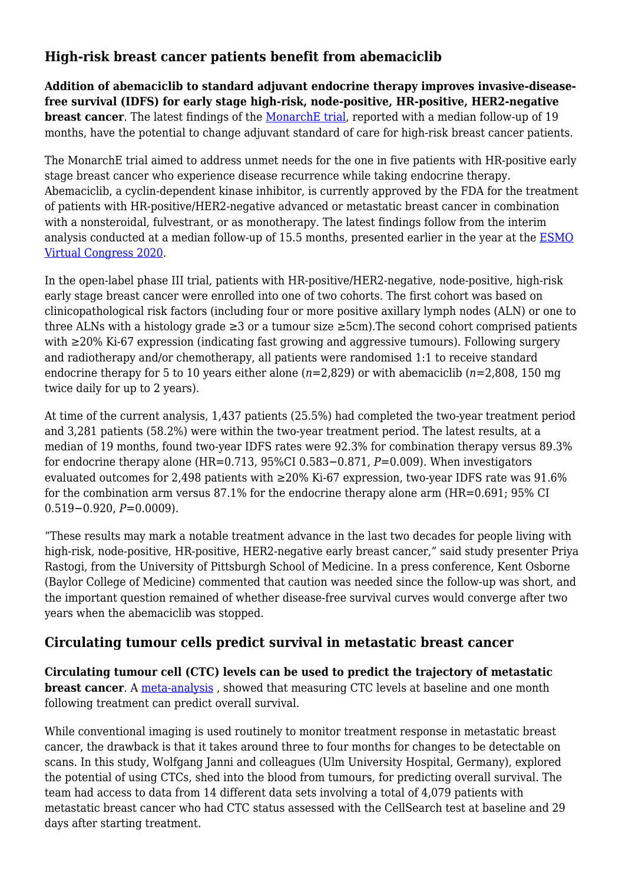## High-risk breast cancer patients benefit from abemaciclib

**Addition of abemaciclib to standard adjuvant endocrine therapy improves invasive-disease-free survival (IDFS) for early stage high-risk, node-positive, HR-positive, HER2-negative breast cancer**. The latest findings of the MonarchE trial, reported with a median follow-up of 19 months, have the potential to change adjuvant standard of care for high-risk breast cancer patients.

The MonarchE trial aimed to address unmet needs for the one in five patients with HR-positive early stage breast cancer who experience disease recurrence while taking endocrine therapy. Abemaciclib, a cyclin-dependent kinase inhibitor, is currently approved by the FDA for the treatment of patients with HR-positive/HER2-negative advanced or metastatic breast cancer in combination with a nonsteroidal, fulvestrant, or as monotherapy. The latest findings follow from the interim analysis conducted at a median follow-up of 15.5 months, presented earlier in the year at the ESMO Virtual Congress 2020.

In the open-label phase III trial, patients with HR-positive/HER2-negative, node-positive, high-risk early stage breast cancer were enrolled into one of two cohorts. The first cohort was based on clinicopathological risk factors (including four or more positive axillary lymph nodes (ALN) or one to three ALNs with a histology grade ≥3 or a tumour size ≥5cm).The second cohort comprised patients with ≥20% Ki-67 expression (indicating fast growing and aggressive tumours). Following surgery and radiotherapy and/or chemotherapy, all patients were randomised 1:1 to receive standard endocrine therapy for 5 to 10 years either alone ($n$=2,829) or with abemaciclib ($n$=2,808, 150 mg twice daily for up to 2 years).

At time of the current analysis, 1,437 patients (25.5%) had completed the two-year treatment period and 3,281 patients (58.2%) were within the two-year treatment period. The latest results, at a median of 19 months, found two-year IDFS rates were 92.3% for combination therapy versus 89.3% for endocrine therapy alone (HR=0.713, 95%CI 0.583−0.871, $P$=0.009). When investigators evaluated outcomes for 2,498 patients with ≥20% Ki-67 expression, two-year IDFS rate was 91.6% for the combination arm versus 87.1% for the endocrine therapy alone arm (HR=0.691; 95% CI 0.519−0.920, $P$=0.0009).

"These results may mark a notable treatment advance in the last two decades for people living with high-risk, node-positive, HR-positive, HER2-negative early breast cancer," said study presenter Priya Rastogi, from the University of Pittsburgh School of Medicine. In a press conference, Kent Osborne (Baylor College of Medicine) commented that caution was needed since the follow-up was short, and the important question remained of whether disease-free survival curves would converge after two years when the abemaciclib was stopped.

## Circulating tumour cells predict survival in metastatic breast cancer

**Circulating tumour cell (CTC) levels can be used to predict the trajectory of metastatic breast cancer**. A meta-analysis , showed that measuring CTC levels at baseline and one month following treatment can predict overall survival.

While conventional imaging is used routinely to monitor treatment response in metastatic breast cancer, the drawback is that it takes around three to four months for changes to be detectable on scans. In this study, Wolfgang Janni and colleagues (Ulm University Hospital, Germany), explored the potential of using CTCs, shed into the blood from tumours, for predicting overall survival. The team had access to data from 14 different data sets involving a total of 4,079 patients with metastatic breast cancer who had CTC status assessed with the CellSearch test at baseline and 29 days after starting treatment.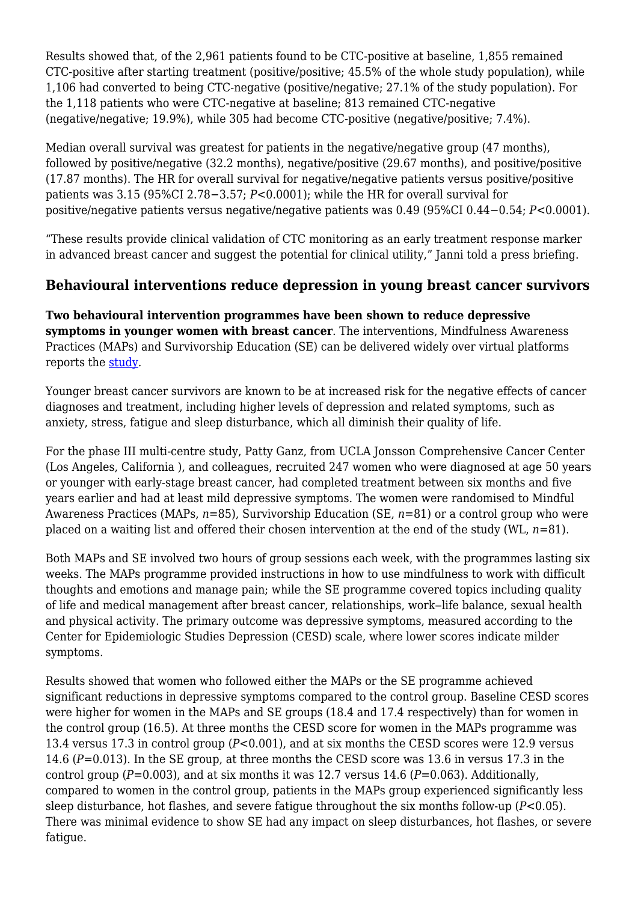Results showed that, of the 2,961 patients found to be CTC-positive at baseline, 1,855 remained CTC-positive after starting treatment (positive/positive; 45.5% of the whole study population), while 1,106 had converted to being CTC-negative (positive/negative; 27.1% of the study population). For the 1,118 patients who were CTC-negative at baseline; 813 remained CTC-negative (negative/negative; 19.9%), while 305 had become CTC-positive (negative/positive; 7.4%).

Median overall survival was greatest for patients in the negative/negative group (47 months), followed by positive/negative (32.2 months), negative/positive (29.67 months), and positive/positive (17.87 months). The HR for overall survival for negative/negative patients versus positive/positive patients was 3.15 (95%CI 2.78−3.57; $P<0.0001$); while the HR for overall survival for positive/negative patients versus negative/negative patients was 0.49 (95%CI 0.44−0.54; $P<0.0001$).

"These results provide clinical validation of CTC monitoring as an early treatment response marker in advanced breast cancer and suggest the potential for clinical utility," Janni told a press briefing.

## Behavioural interventions reduce depression in young breast cancer survivors

**Two behavioural intervention programmes have been shown to reduce depressive symptoms in younger women with breast cancer**. The interventions, Mindfulness Awareness Practices (MAPs) and Survivorship Education (SE) can be delivered widely over virtual platforms reports the study.

Younger breast cancer survivors are known to be at increased risk for the negative effects of cancer diagnoses and treatment, including higher levels of depression and related symptoms, such as anxiety, stress, fatigue and sleep disturbance, which all diminish their quality of life.

For the phase III multi-centre study, Patty Ganz, from UCLA Jonsson Comprehensive Cancer Center (Los Angeles, California ), and colleagues, recruited 247 women who were diagnosed at age 50 years or younger with early-stage breast cancer, had completed treatment between six months and five years earlier and had at least mild depressive symptoms. The women were randomised to Mindful Awareness Practices (MAPs, $n$=85), Survivorship Education (SE, $n$=81) or a control group who were placed on a waiting list and offered their chosen intervention at the end of the study (WL, $n$=81).

Both MAPs and SE involved two hours of group sessions each week, with the programmes lasting six weeks. The MAPs programme provided instructions in how to use mindfulness to work with difficult thoughts and emotions and manage pain; while the SE programme covered topics including quality of life and medical management after breast cancer, relationships, work–life balance, sexual health and physical activity. The primary outcome was depressive symptoms, measured according to the Center for Epidemiologic Studies Depression (CESD) scale, where lower scores indicate milder symptoms.

Results showed that women who followed either the MAPs or the SE programme achieved significant reductions in depressive symptoms compared to the control group. Baseline CESD scores were higher for women in the MAPs and SE groups (18.4 and 17.4 respectively) than for women in the control group (16.5). At three months the CESD score for women in the MAPs programme was 13.4 versus 17.3 in control group ($P<0.001$), and at six months the CESD scores were 12.9 versus 14.6 ($P=0.013$). In the SE group, at three months the CESD score was 13.6 in versus 17.3 in the control group ($P=0.003$), and at six months it was 12.7 versus 14.6 ($P=0.063$). Additionally, compared to women in the control group, patients in the MAPs group experienced significantly less sleep disturbance, hot flashes, and severe fatigue throughout the six months follow-up ($P<0.05$). There was minimal evidence to show SE had any impact on sleep disturbances, hot flashes, or severe fatigue.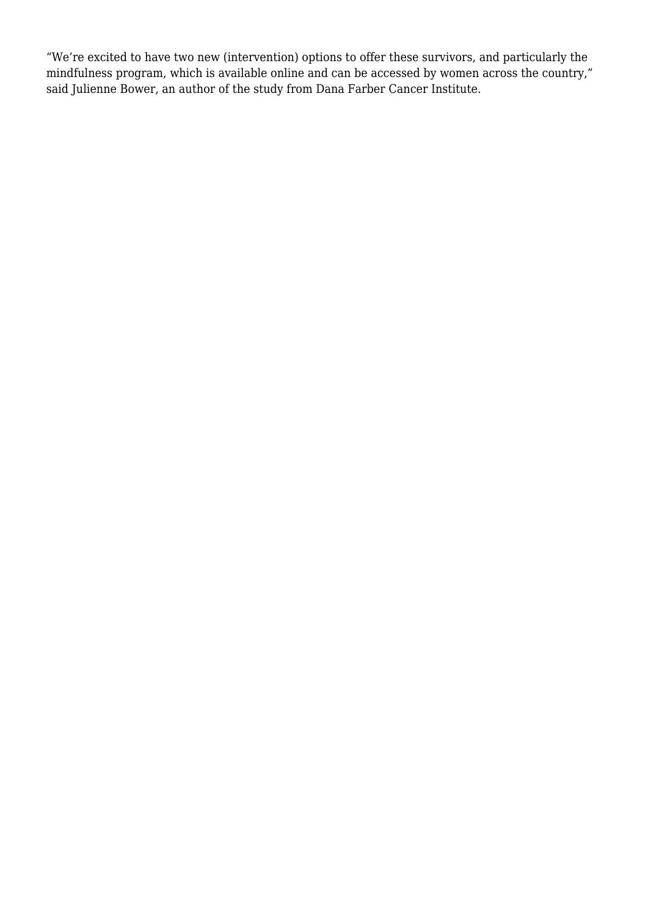“We’re excited to have two new (intervention) options to offer these survivors, and particularly the mindfulness program, which is available online and can be accessed by women across the country,” said Julienne Bower, an author of the study from Dana Farber Cancer Institute.